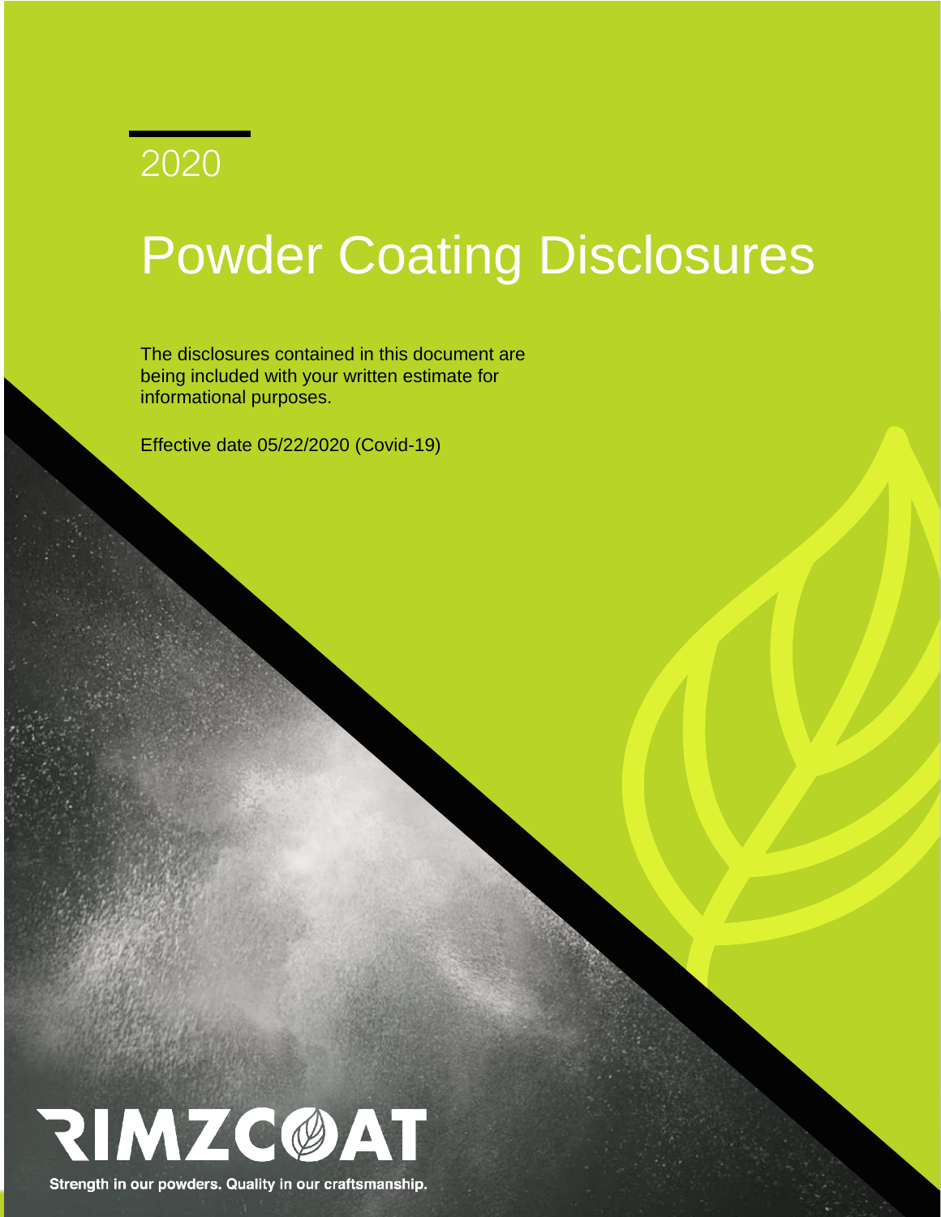2020

# Powder Coating Disclosures

The disclosures contained in this document are being included with your written estimate for informational purposes.

Effective date 05/22/2020 (Covid-19)

RIMZCOAT

Strength in our powders. Quality in our craftsmanship.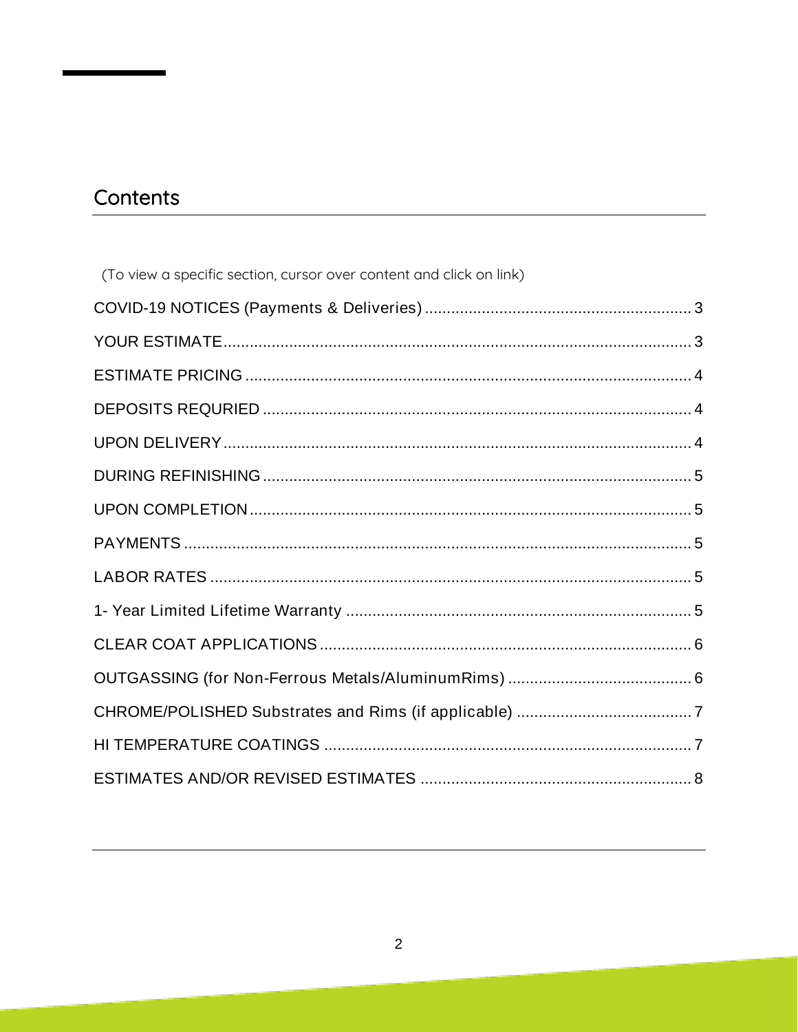## Contents

(To view a specific section, cursor over content and click on link)

COVID-19 NOTICES (Payments & Deliveries) .......... 3

YOUR ESTIMATE .......... 3

ESTIMATE PRICING .......... 4

DEPOSITS REQURIED .......... 4

UPON DELIVERY .......... 4

DURING REFINISHING .......... 5

UPON COMPLETION .......... 5

PAYMENTS .......... 5

LABOR RATES .......... 5

1- Year Limited Lifetime Warranty .......... 5

CLEAR COAT APPLICATIONS .......... 6

OUTGASSING (for Non-Ferrous Metals/AluminumRims) .......... 6

CHROME/POLISHED Substrates and Rims (if applicable) .......... 7

HI TEMPERATURE COATINGS .......... 7

ESTIMATES AND/OR REVISED ESTIMATES .......... 8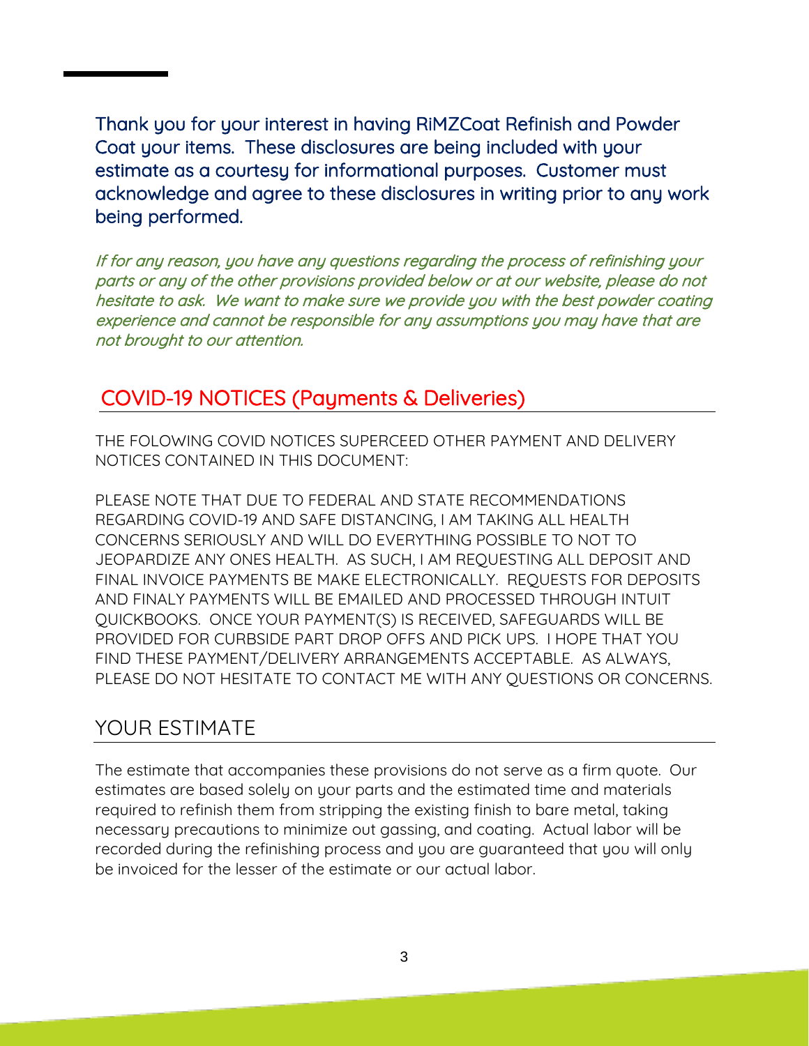Thank you for your interest in having RiMZCoat Refinish and Powder Coat your items. These disclosures are being included with your estimate as a courtesy for informational purposes. Customer must acknowledge and agree to these disclosures in writing prior to any work being performed.

*If for any reason, you have any questions regarding the process of refinishing your parts or any of the other provisions provided below or at our website, please do not hesitate to ask. We want to make sure we provide you with the best powder coating experience and cannot be responsible for any assumptions you may have that are not brought to our attention.*

## COVID-19 NOTICES (Payments & Deliveries)

THE FOLOWING COVID NOTICES SUPERCEED OTHER PAYMENT AND DELIVERY NOTICES CONTAINED IN THIS DOCUMENT:

PLEASE NOTE THAT DUE TO FEDERAL AND STATE RECOMMENDATIONS REGARDING COVID-19 AND SAFE DISTANCING, I AM TAKING ALL HEALTH CONCERNS SERIOUSLY AND WILL DO EVERYTHING POSSIBLE TO NOT TO JEOPARDIZE ANY ONES HEALTH. AS SUCH, I AM REQUESTING ALL DEPOSIT AND FINAL INVOICE PAYMENTS BE MAKE ELECTRONICALLY. REQUESTS FOR DEPOSITS AND FINALY PAYMENTS WILL BE EMAILED AND PROCESSED THROUGH INTUIT QUICKBOOKS. ONCE YOUR PAYMENT(S) IS RECEIVED, SAFEGUARDS WILL BE PROVIDED FOR CURBSIDE PART DROP OFFS AND PICK UPS. I HOPE THAT YOU FIND THESE PAYMENT/DELIVERY ARRANGEMENTS ACCEPTABLE. AS ALWAYS, PLEASE DO NOT HESITATE TO CONTACT ME WITH ANY QUESTIONS OR CONCERNS.

## YOUR ESTIMATE

The estimate that accompanies these provisions do not serve as a firm quote. Our estimates are based solely on your parts and the estimated time and materials required to refinish them from stripping the existing finish to bare metal, taking necessary precautions to minimize out gassing, and coating. Actual labor will be recorded during the refinishing process and you are guaranteed that you will only be invoiced for the lesser of the estimate or our actual labor.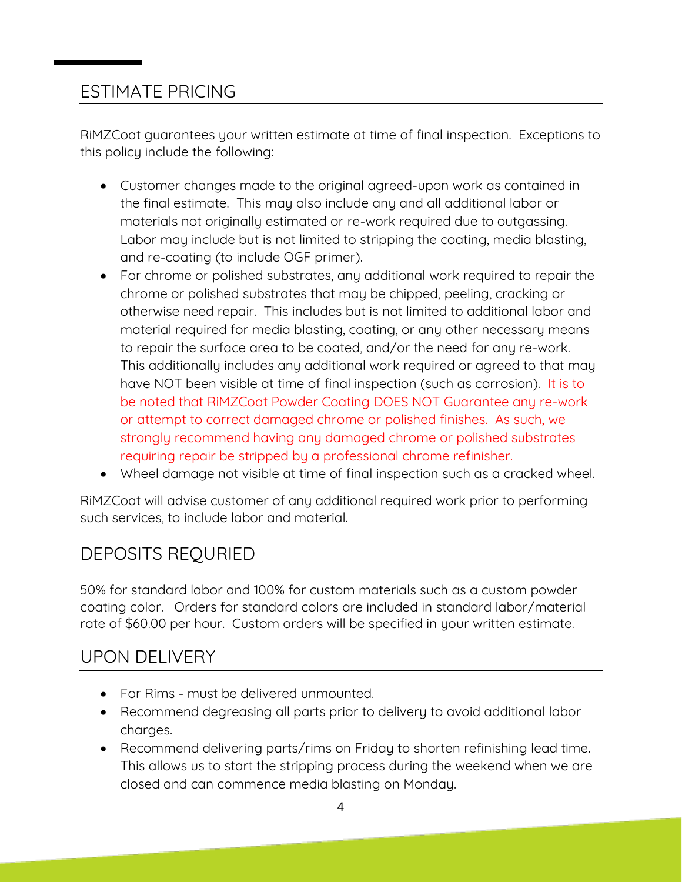## ESTIMATE PRICING

RiMZCoat guarantees your written estimate at time of final inspection. Exceptions to this policy include the following:

- Customer changes made to the original agreed-upon work as contained in the final estimate. This may also include any and all additional labor or materials not originally estimated or re-work required due to outgassing. Labor may include but is not limited to stripping the coating, media blasting, and re-coating (to include OGF primer).
- For chrome or polished substrates, any additional work required to repair the chrome or polished substrates that may be chipped, peeling, cracking or otherwise need repair. This includes but is not limited to additional labor and material required for media blasting, coating, or any other necessary means to repair the surface area to be coated, and/or the need for any re-work. This additionally includes any additional work required or agreed to that may have NOT been visible at time of final inspection (such as corrosion). It is to be noted that RiMZCoat Powder Coating DOES NOT Guarantee any re-work or attempt to correct damaged chrome or polished finishes. As such, we strongly recommend having any damaged chrome or polished substrates requiring repair be stripped by a professional chrome refinisher.
- Wheel damage not visible at time of final inspection such as a cracked wheel.

RiMZCoat will advise customer of any additional required work prior to performing such services, to include labor and material.

## DEPOSITS REQURIED

50% for standard labor and 100% for custom materials such as a custom powder coating color. Orders for standard colors are included in standard labor/material rate of $60.00 per hour. Custom orders will be specified in your written estimate.

## UPON DELIVERY

- For Rims - must be delivered unmounted.
- Recommend degreasing all parts prior to delivery to avoid additional labor charges.
- Recommend delivering parts/rims on Friday to shorten refinishing lead time. This allows us to start the stripping process during the weekend when we are closed and can commence media blasting on Monday.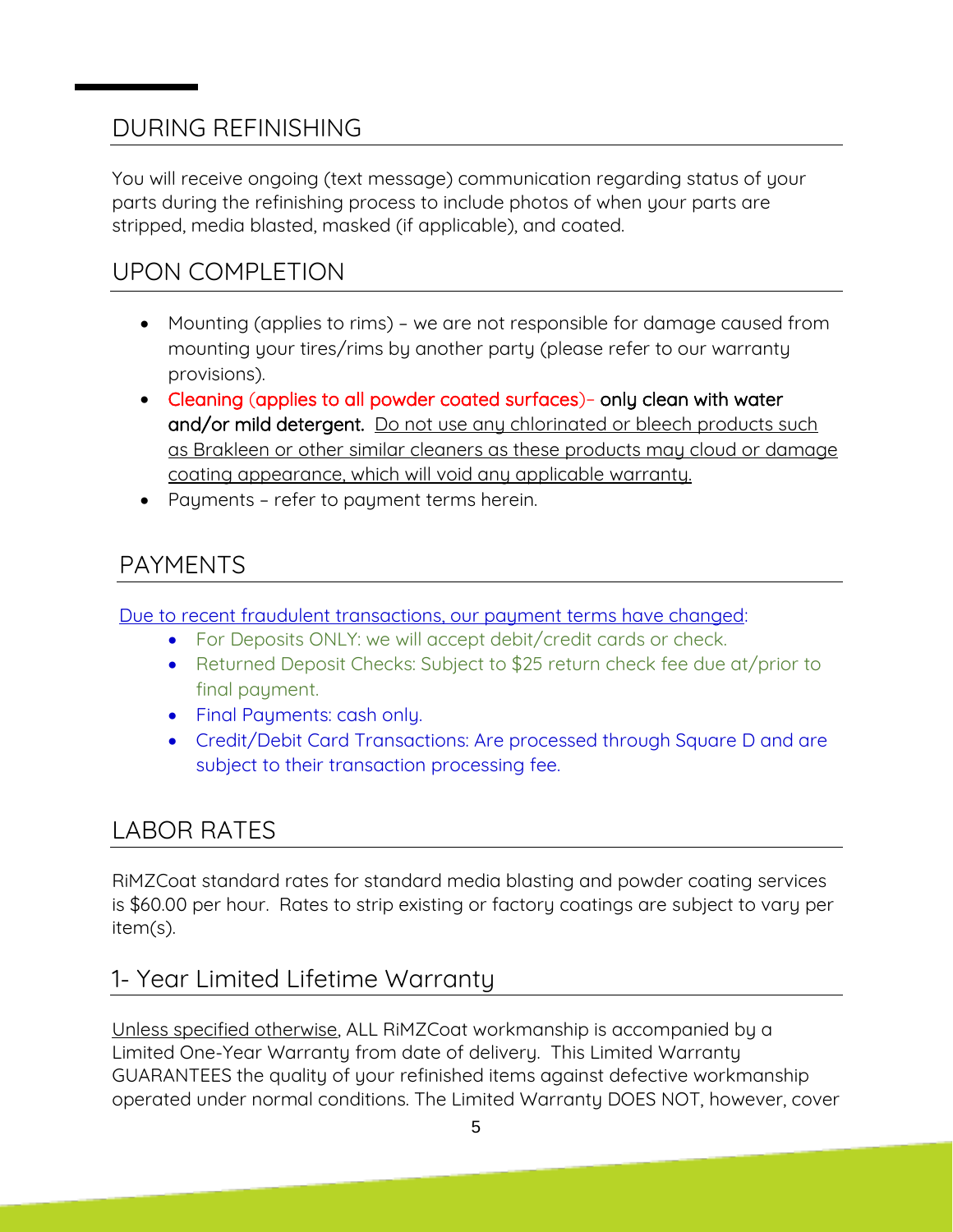## DURING REFINISHING

You will receive ongoing (text message) communication regarding status of your parts during the refinishing process to include photos of when your parts are stripped, media blasted, masked (if applicable), and coated.

## UPON COMPLETION

- Mounting (applies to rims) – we are not responsible for damage caused from mounting your tires/rims by another party (please refer to our warranty provisions).
- Cleaning (applies to all powder coated surfaces)– **only clean with water and/or mild detergent.** <u>Do not use any chlorinated or bleech products such as Brakleen or other similar cleaners as these products may cloud or damage coating appearance, which will void any applicable warranty.</u>
- Payments – refer to payment terms herein.

## PAYMENTS

<u>Due to recent fraudulent transactions, our payment terms have changed</u>:

- For Deposits ONLY: we will accept debit/credit cards or check.
- Returned Deposit Checks: Subject to $25 return check fee due at/prior to final payment.
- Final Payments: cash only.
- Credit/Debit Card Transactions: Are processed through Square D and are subject to their transaction processing fee.

## LABOR RATES

RiMZCoat standard rates for standard media blasting and powder coating services is $60.00 per hour. Rates to strip existing or factory coatings are subject to vary per item(s).

## 1- Year Limited Lifetime Warranty

<u>Unless specified otherwise</u>, ALL RiMZCoat workmanship is accompanied by a Limited One-Year Warranty from date of delivery. This Limited Warranty GUARANTEES the quality of your refinished items against defective workmanship operated under normal conditions. The Limited Warranty DOES NOT, however, cover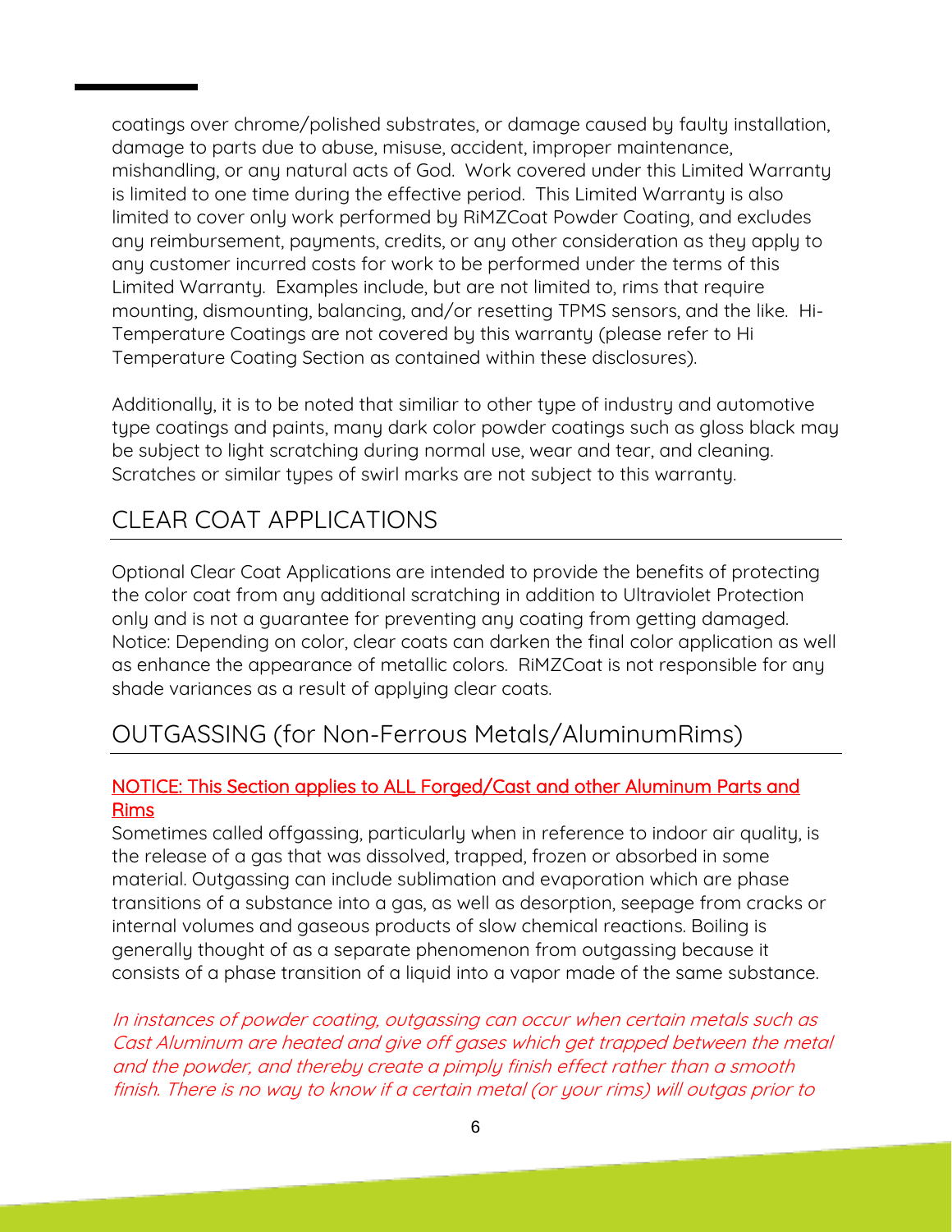coatings over chrome/polished substrates, or damage caused by faulty installation, damage to parts due to abuse, misuse, accident, improper maintenance, mishandling, or any natural acts of God. Work covered under this Limited Warranty is limited to one time during the effective period. This Limited Warranty is also limited to cover only work performed by RiMZCoat Powder Coating, and excludes any reimbursement, payments, credits, or any other consideration as they apply to any customer incurred costs for work to be performed under the terms of this Limited Warranty. Examples include, but are not limited to, rims that require mounting, dismounting, balancing, and/or resetting TPMS sensors, and the like. Hi-Temperature Coatings are not covered by this warranty (please refer to Hi Temperature Coating Section as contained within these disclosures).

Additionally, it is to be noted that similiar to other type of industry and automotive type coatings and paints, many dark color powder coatings such as gloss black may be subject to light scratching during normal use, wear and tear, and cleaning. Scratches or similar types of swirl marks are not subject to this warranty.

## CLEAR COAT APPLICATIONS

Optional Clear Coat Applications are intended to provide the benefits of protecting the color coat from any additional scratching in addition to Ultraviolet Protection only and is not a guarantee for preventing any coating from getting damaged. Notice: Depending on color, clear coats can darken the final color application as well as enhance the appearance of metallic colors. RiMZCoat is not responsible for any shade variances as a result of applying clear coats.

## OUTGASSING (for Non-Ferrous Metals/AluminumRims)

NOTICE: This Section applies to ALL Forged/Cast and other Aluminum Parts and Rims

Sometimes called offgassing, particularly when in reference to indoor air quality, is the release of a gas that was dissolved, trapped, frozen or absorbed in some material. Outgassing can include sublimation and evaporation which are phase transitions of a substance into a gas, as well as desorption, seepage from cracks or internal volumes and gaseous products of slow chemical reactions. Boiling is generally thought of as a separate phenomenon from outgassing because it consists of a phase transition of a liquid into a vapor made of the same substance.

*In instances of powder coating, outgassing can occur when certain metals such as Cast Aluminum are heated and give off gases which get trapped between the metal and the powder, and thereby create a pimply finish effect rather than a smooth finish. There is no way to know if a certain metal (or your rims) will outgas prior to*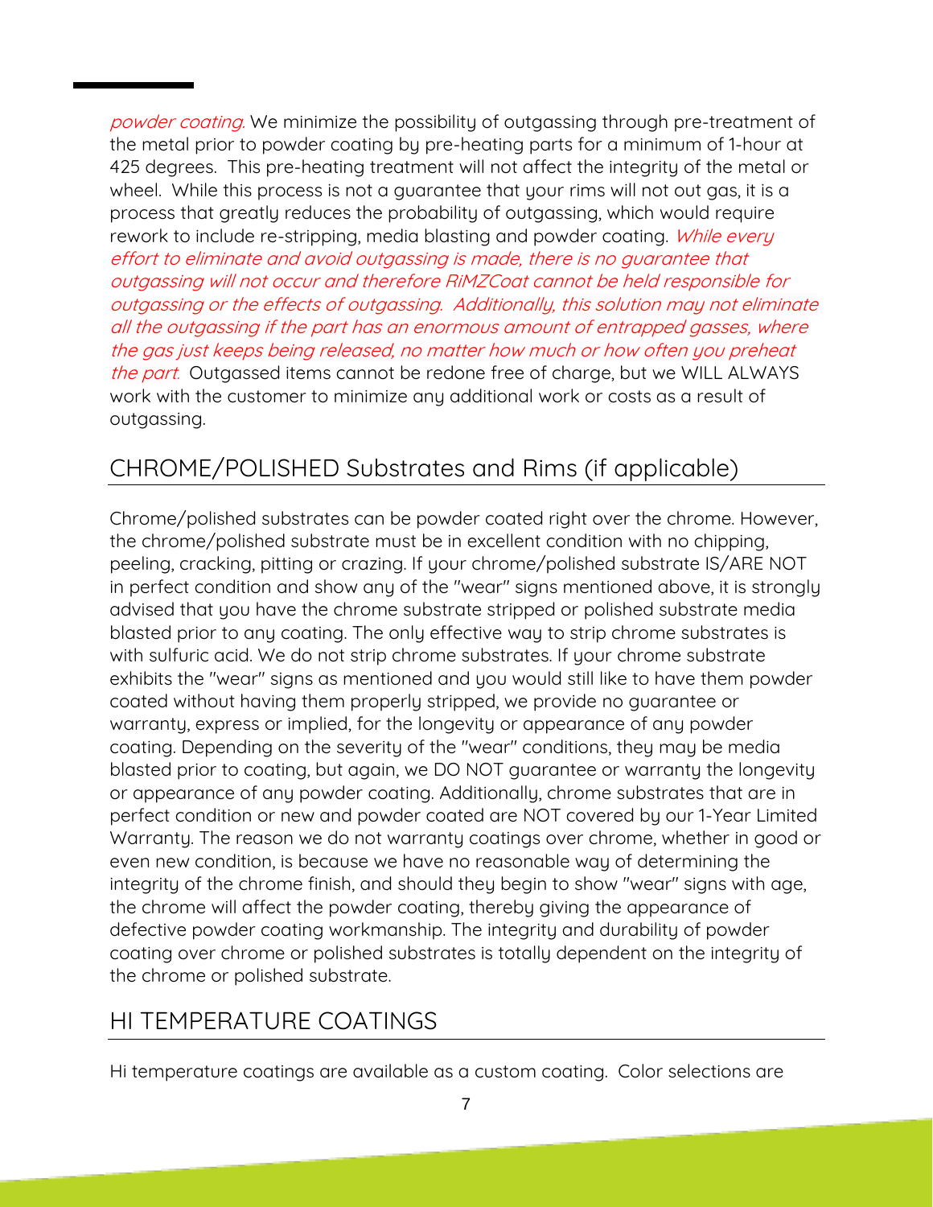*powder coating.* We minimize the possibility of outgassing through pre-treatment of the metal prior to powder coating by pre-heating parts for a minimum of 1-hour at 425 degrees. This pre-heating treatment will not affect the integrity of the metal or wheel. While this process is not a guarantee that your rims will not out gas, it is a process that greatly reduces the probability of outgassing, which would require rework to include re-stripping, media blasting and powder coating. *While every effort to eliminate and avoid outgassing is made, there is no guarantee that outgassing will not occur and therefore RiMZCoat cannot be held responsible for outgassing or the effects of outgassing. Additionally, this solution may not eliminate all the outgassing if the part has an enormous amount of entrapped gasses, where the gas just keeps being released, no matter how much or how often you preheat the part.* Outgassed items cannot be redone free of charge, but we WILL ALWAYS work with the customer to minimize any additional work or costs as a result of outgassing.

## CHROME/POLISHED Substrates and Rims (if applicable)

Chrome/polished substrates can be powder coated right over the chrome. However, the chrome/polished substrate must be in excellent condition with no chipping, peeling, cracking, pitting or crazing. If your chrome/polished substrate IS/ARE NOT in perfect condition and show any of the "wear" signs mentioned above, it is strongly advised that you have the chrome substrate stripped or polished substrate media blasted prior to any coating. The only effective way to strip chrome substrates is with sulfuric acid. We do not strip chrome substrates. If your chrome substrate exhibits the "wear" signs as mentioned and you would still like to have them powder coated without having them properly stripped, we provide no guarantee or warranty, express or implied, for the longevity or appearance of any powder coating. Depending on the severity of the "wear" conditions, they may be media blasted prior to coating, but again, we DO NOT guarantee or warranty the longevity or appearance of any powder coating. Additionally, chrome substrates that are in perfect condition or new and powder coated are NOT covered by our 1-Year Limited Warranty. The reason we do not warranty coatings over chrome, whether in good or even new condition, is because we have no reasonable way of determining the integrity of the chrome finish, and should they begin to show "wear" signs with age, the chrome will affect the powder coating, thereby giving the appearance of defective powder coating workmanship. The integrity and durability of powder coating over chrome or polished substrates is totally dependent on the integrity of the chrome or polished substrate.

## HI TEMPERATURE COATINGS

Hi temperature coatings are available as a custom coating. Color selections are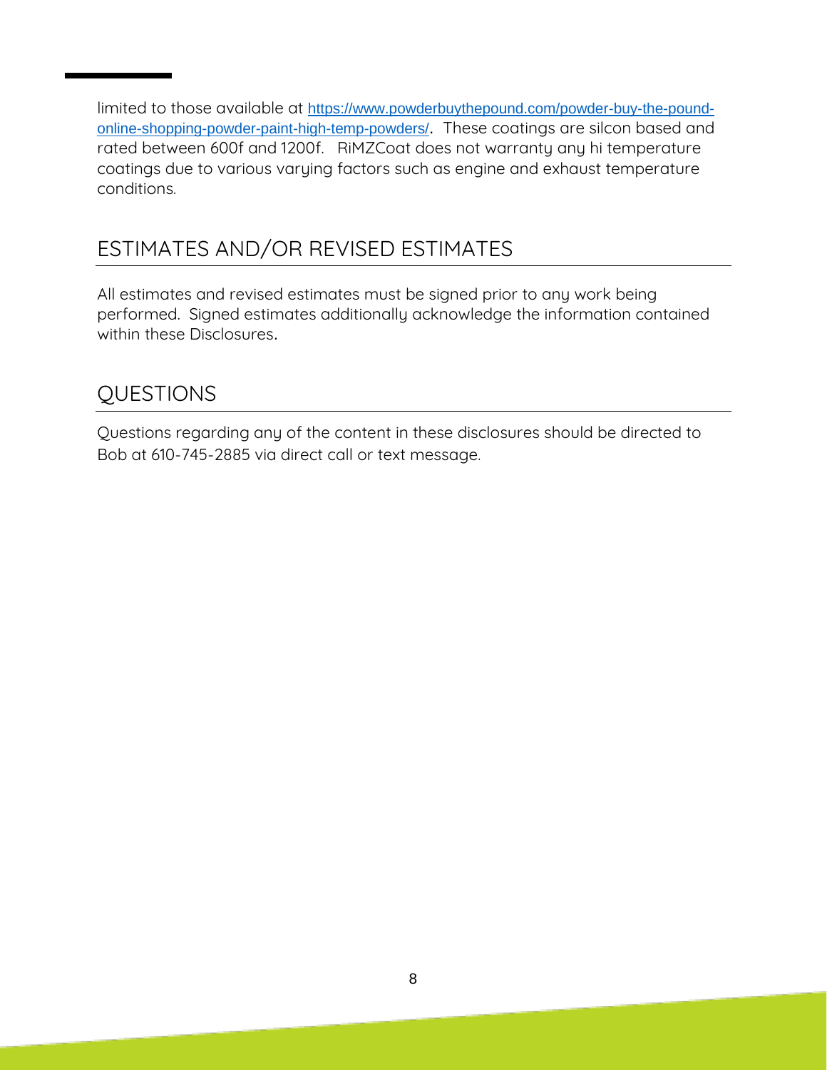limited to those available at [https://www.powderbuythepound.com/powder-buy-the-pound-online-shopping-powder-paint-high-temp-powders/](https://www.powderbuythepound.com/powder-buy-the-pound-online-shopping-powder-paint-high-temp-powders/). These coatings are silcon based and rated between 600f and 1200f. RiMZCoat does not warranty any hi temperature coatings due to various varying factors such as engine and exhaust temperature conditions.

## ESTIMATES AND/OR REVISED ESTIMATES

All estimates and revised estimates must be signed prior to any work being performed. Signed estimates additionally acknowledge the information contained within these Disclosures.

## QUESTIONS

Questions regarding any of the content in these disclosures should be directed to Bob at 610-745-2885 via direct call or text message.